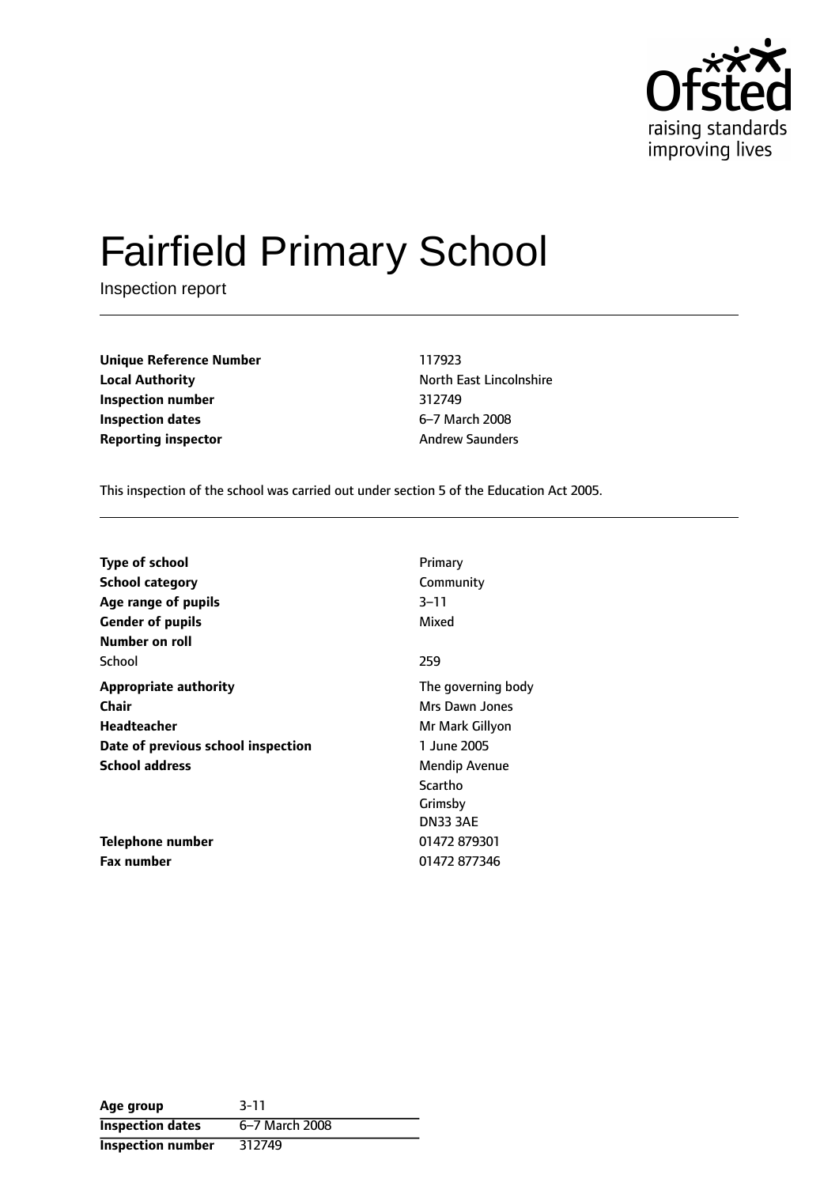Ofsted raising standards improving lives

# Fairfield Primary School

Inspection report

| | |
|---|---|
| **Unique Reference Number** | 117923 |
| **Local Authority** | North East Lincolnshire |
| **Inspection number** | 312749 |
| **Inspection dates** | 6–7 March 2008 |
| **Reporting inspector** | Andrew Saunders |

This inspection of the school was carried out under section 5 of the Education Act 2005.

| | |
|---|---|
| **Type of school** | Primary |
| **School category** | Community |
| **Age range of pupils** | 3–11 |
| **Gender of pupils** | Mixed |
| **Number on roll** | |
| School | 259 |
| **Appropriate authority** | The governing body |
| **Chair** | Mrs Dawn Jones |
| **Headteacher** | Mr Mark Gillyon |
| **Date of previous school inspection** | 1 June 2005 |
| **School address** | Mendip Avenue<br>Scartho<br>Grimsby<br>DN33 3AE |
| **Telephone number** | 01472 879301 |
| **Fax number** | 01472 877346 |

| | |
|---|---|
| **Age group** | 3-11 |
| **Inspection dates** | 6–7 March 2008 |
| **Inspection number** | 312749 |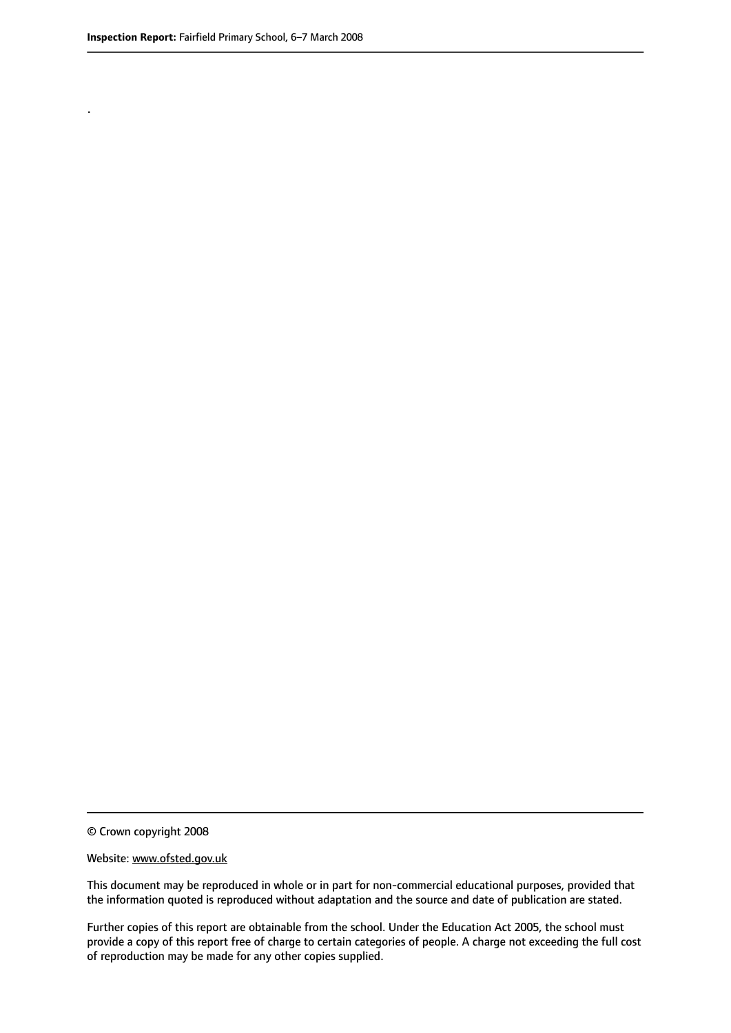.

© Crown copyright 2008

Website: www.ofsted.gov.uk

This document may be reproduced in whole or in part for non-commercial educational purposes, provided that the information quoted is reproduced without adaptation and the source and date of publication are stated.

Further copies of this report are obtainable from the school. Under the Education Act 2005, the school must provide a copy of this report free of charge to certain categories of people. A charge not exceeding the full cost of reproduction may be made for any other copies supplied.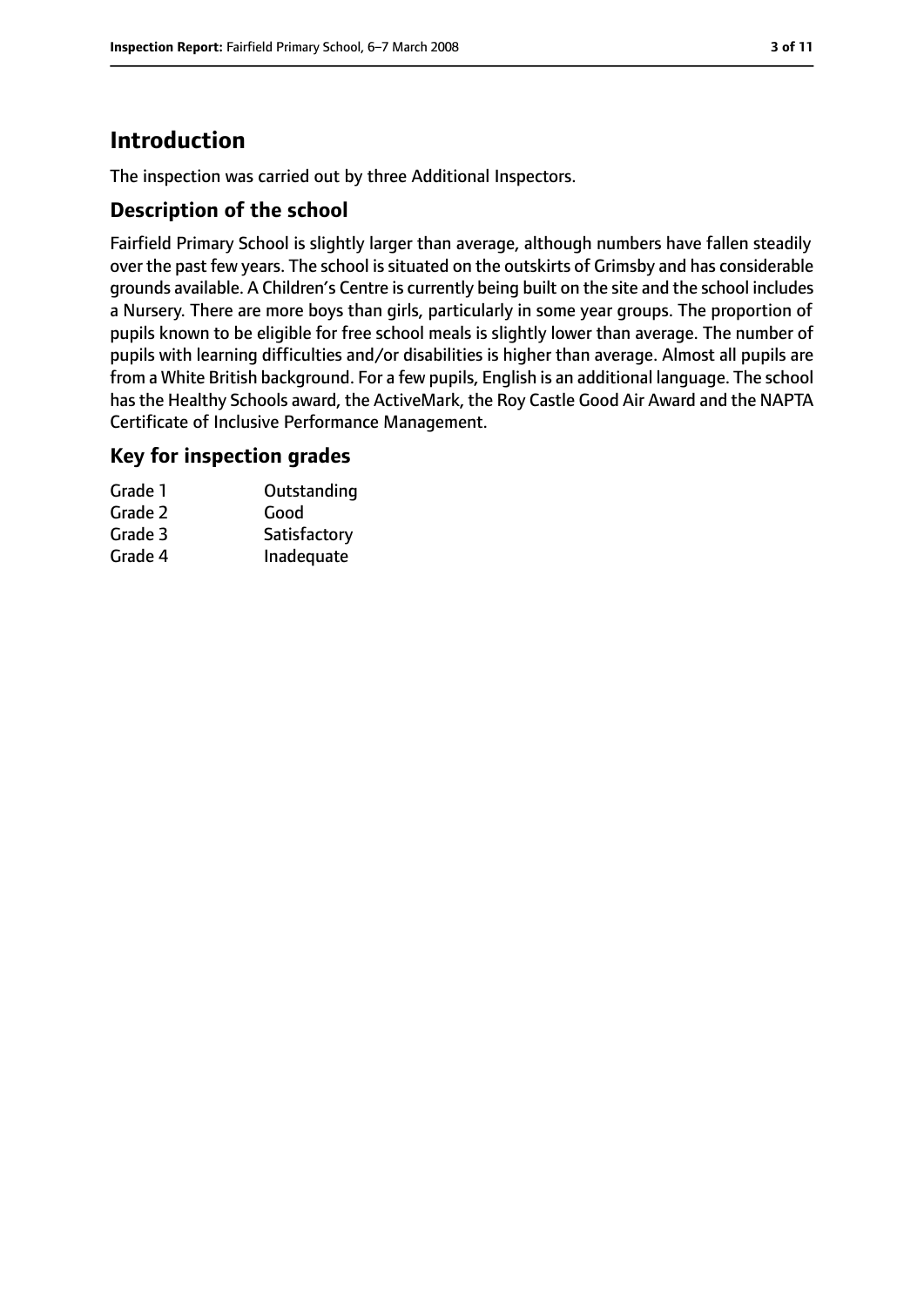# Introduction

The inspection was carried out by three Additional Inspectors.

## Description of the school

Fairfield Primary School is slightly larger than average, although numbers have fallen steadily over the past few years. The school is situated on the outskirts of Grimsby and has considerable grounds available. A Children's Centre is currently being built on the site and the school includes a Nursery. There are more boys than girls, particularly in some year groups. The proportion of pupils known to be eligible for free school meals is slightly lower than average. The number of pupils with learning difficulties and/or disabilities is higher than average. Almost all pupils are from a White British background. For a few pupils, English is an additional language. The school has the Healthy Schools award, the ActiveMark, the Roy Castle Good Air Award and the NAPTA Certificate of Inclusive Performance Management.

## Key for inspection grades

| | |
|---|---|
| Grade 1 | Outstanding |
| Grade 2 | Good |
| Grade 3 | Satisfactory |
| Grade 4 | Inadequate |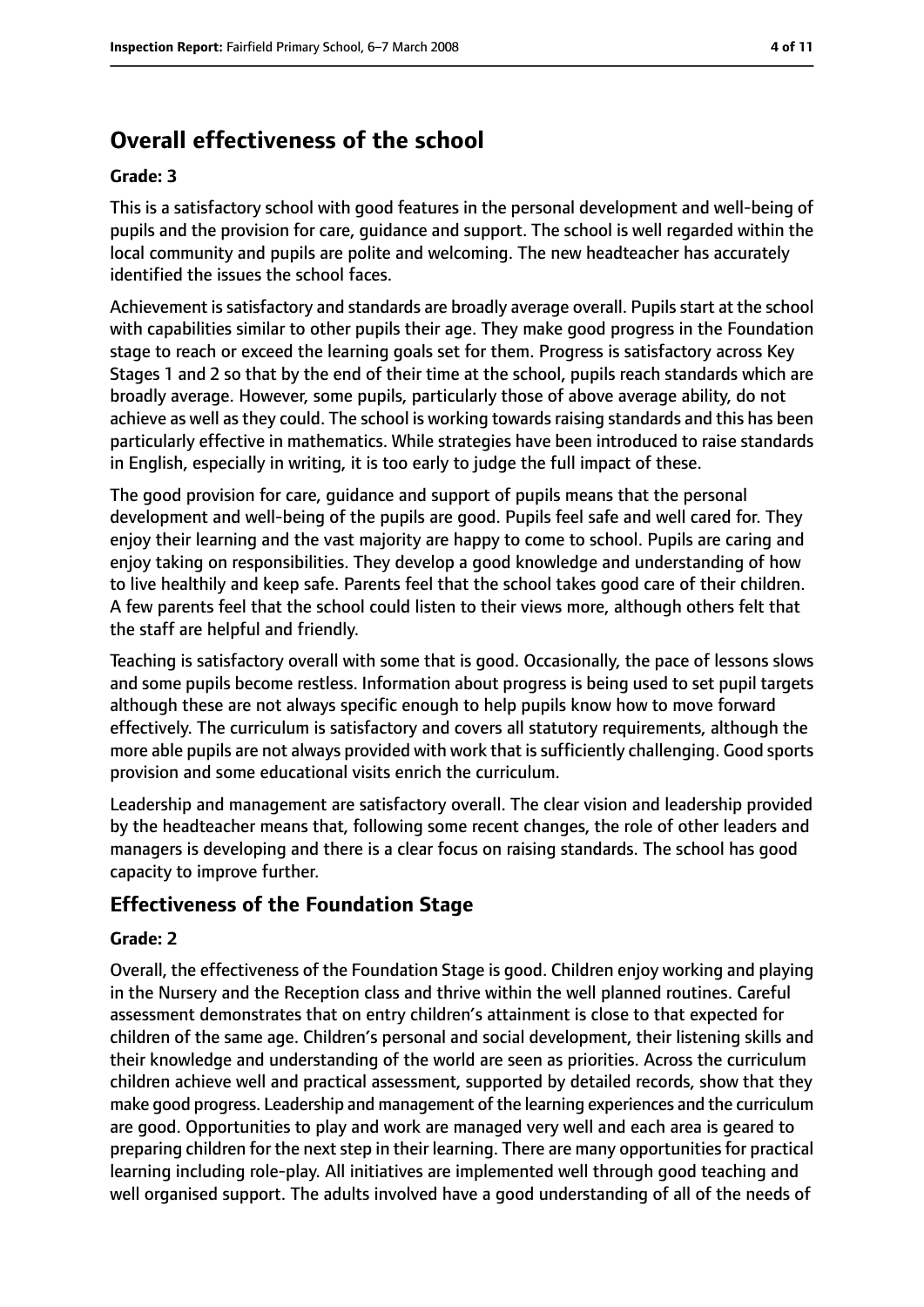## Overall effectiveness of the school

**Grade: 3**

This is a satisfactory school with good features in the personal development and well-being of pupils and the provision for care, guidance and support. The school is well regarded within the local community and pupils are polite and welcoming. The new headteacher has accurately identified the issues the school faces.

Achievement is satisfactory and standards are broadly average overall. Pupils start at the school with capabilities similar to other pupils their age. They make good progress in the Foundation stage to reach or exceed the learning goals set for them. Progress is satisfactory across Key Stages 1 and 2 so that by the end of their time at the school, pupils reach standards which are broadly average. However, some pupils, particularly those of above average ability, do not achieve as well as they could. The school is working towards raising standards and this has been particularly effective in mathematics. While strategies have been introduced to raise standards in English, especially in writing, it is too early to judge the full impact of these.

The good provision for care, guidance and support of pupils means that the personal development and well-being of the pupils are good. Pupils feel safe and well cared for. They enjoy their learning and the vast majority are happy to come to school. Pupils are caring and enjoy taking on responsibilities. They develop a good knowledge and understanding of how to live healthily and keep safe. Parents feel that the school takes good care of their children. A few parents feel that the school could listen to their views more, although others felt that the staff are helpful and friendly.

Teaching is satisfactory overall with some that is good. Occasionally, the pace of lessons slows and some pupils become restless. Information about progress is being used to set pupil targets although these are not always specific enough to help pupils know how to move forward effectively. The curriculum is satisfactory and covers all statutory requirements, although the more able pupils are not always provided with work that is sufficiently challenging. Good sports provision and some educational visits enrich the curriculum.

Leadership and management are satisfactory overall. The clear vision and leadership provided by the headteacher means that, following some recent changes, the role of other leaders and managers is developing and there is a clear focus on raising standards. The school has good capacity to improve further.

### Effectiveness of the Foundation Stage

**Grade: 2**

Overall, the effectiveness of the Foundation Stage is good. Children enjoy working and playing in the Nursery and the Reception class and thrive within the well planned routines. Careful assessment demonstrates that on entry children's attainment is close to that expected for children of the same age. Children's personal and social development, their listening skills and their knowledge and understanding of the world are seen as priorities. Across the curriculum children achieve well and practical assessment, supported by detailed records, show that they make good progress. Leadership and management of the learning experiences and the curriculum are good. Opportunities to play and work are managed very well and each area is geared to preparing children for the next step in their learning. There are many opportunities for practical learning including role-play. All initiatives are implemented well through good teaching and well organised support. The adults involved have a good understanding of all of the needs of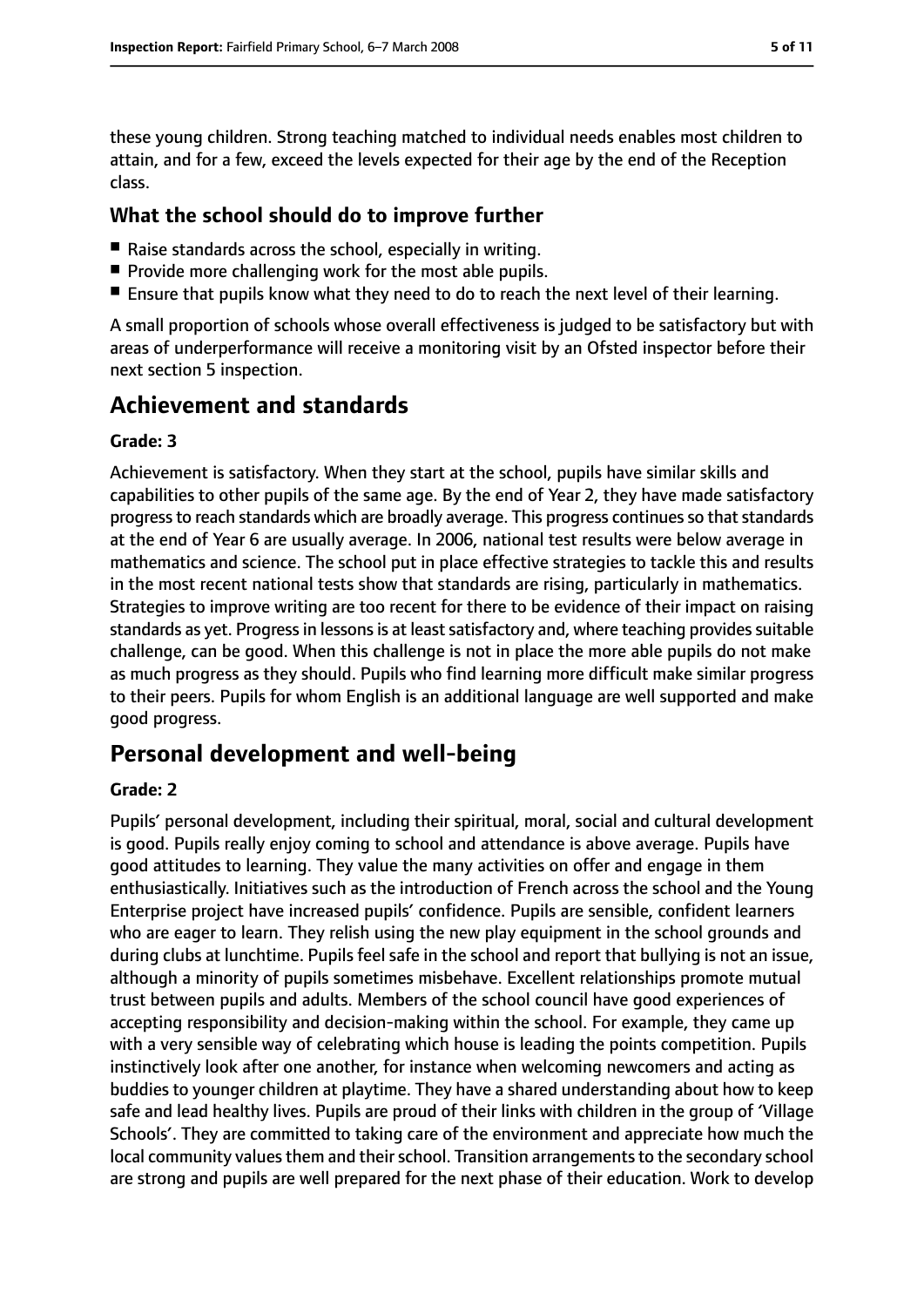these young children. Strong teaching matched to individual needs enables most children to attain, and for a few, exceed the levels expected for their age by the end of the Reception class.

### What the school should do to improve further

- Raise standards across the school, especially in writing.
- Provide more challenging work for the most able pupils.
- Ensure that pupils know what they need to do to reach the next level of their learning.

A small proportion of schools whose overall effectiveness is judged to be satisfactory but with areas of underperformance will receive a monitoring visit by an Ofsted inspector before their next section 5 inspection.

## Achievement and standards

#### Grade: 3

Achievement is satisfactory. When they start at the school, pupils have similar skills and capabilities to other pupils of the same age. By the end of Year 2, they have made satisfactory progress to reach standards which are broadly average. This progress continues so that standards at the end of Year 6 are usually average. In 2006, national test results were below average in mathematics and science. The school put in place effective strategies to tackle this and results in the most recent national tests show that standards are rising, particularly in mathematics. Strategies to improve writing are too recent for there to be evidence of their impact on raising standards as yet. Progress in lessons is at least satisfactory and, where teaching provides suitable challenge, can be good. When this challenge is not in place the more able pupils do not make as much progress as they should. Pupils who find learning more difficult make similar progress to their peers. Pupils for whom English is an additional language are well supported and make good progress.

## Personal development and well-being

#### Grade: 2

Pupils' personal development, including their spiritual, moral, social and cultural development is good. Pupils really enjoy coming to school and attendance is above average. Pupils have good attitudes to learning. They value the many activities on offer and engage in them enthusiastically. Initiatives such as the introduction of French across the school and the Young Enterprise project have increased pupils' confidence. Pupils are sensible, confident learners who are eager to learn. They relish using the new play equipment in the school grounds and during clubs at lunchtime. Pupils feel safe in the school and report that bullying is not an issue, although a minority of pupils sometimes misbehave. Excellent relationships promote mutual trust between pupils and adults. Members of the school council have good experiences of accepting responsibility and decision-making within the school. For example, they came up with a very sensible way of celebrating which house is leading the points competition. Pupils instinctively look after one another, for instance when welcoming newcomers and acting as buddies to younger children at playtime. They have a shared understanding about how to keep safe and lead healthy lives. Pupils are proud of their links with children in the group of 'Village Schools'. They are committed to taking care of the environment and appreciate how much the local community values them and their school. Transition arrangements to the secondary school are strong and pupils are well prepared for the next phase of their education. Work to develop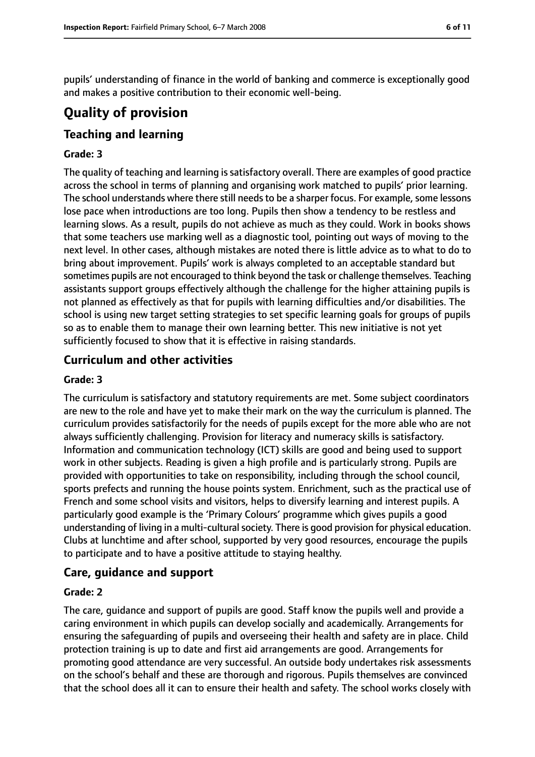pupils' understanding of finance in the world of banking and commerce is exceptionally good and makes a positive contribution to their economic well-being.

# Quality of provision

## Teaching and learning

### Grade: 3

The quality of teaching and learning is satisfactory overall. There are examples of good practice across the school in terms of planning and organising work matched to pupils' prior learning. The school understands where there still needs to be a sharper focus. For example, some lessons lose pace when introductions are too long. Pupils then show a tendency to be restless and learning slows. As a result, pupils do not achieve as much as they could. Work in books shows that some teachers use marking well as a diagnostic tool, pointing out ways of moving to the next level. In other cases, although mistakes are noted there is little advice as to what to do to bring about improvement. Pupils' work is always completed to an acceptable standard but sometimes pupils are not encouraged to think beyond the task or challenge themselves. Teaching assistants support groups effectively although the challenge for the higher attaining pupils is not planned as effectively as that for pupils with learning difficulties and/or disabilities. The school is using new target setting strategies to set specific learning goals for groups of pupils so as to enable them to manage their own learning better. This new initiative is not yet sufficiently focused to show that it is effective in raising standards.

## Curriculum and other activities

### Grade: 3

The curriculum is satisfactory and statutory requirements are met. Some subject coordinators are new to the role and have yet to make their mark on the way the curriculum is planned. The curriculum provides satisfactorily for the needs of pupils except for the more able who are not always sufficiently challenging. Provision for literacy and numeracy skills is satisfactory. Information and communication technology (ICT) skills are good and being used to support work in other subjects. Reading is given a high profile and is particularly strong. Pupils are provided with opportunities to take on responsibility, including through the school council, sports prefects and running the house points system. Enrichment, such as the practical use of French and some school visits and visitors, helps to diversify learning and interest pupils. A particularly good example is the 'Primary Colours' programme which gives pupils a good understanding of living in a multi-cultural society. There is good provision for physical education. Clubs at lunchtime and after school, supported by very good resources, encourage the pupils to participate and to have a positive attitude to staying healthy.

## Care, guidance and support

### Grade: 2

The care, guidance and support of pupils are good. Staff know the pupils well and provide a caring environment in which pupils can develop socially and academically. Arrangements for ensuring the safeguarding of pupils and overseeing their health and safety are in place. Child protection training is up to date and first aid arrangements are good. Arrangements for promoting good attendance are very successful. An outside body undertakes risk assessments on the school's behalf and these are thorough and rigorous. Pupils themselves are convinced that the school does all it can to ensure their health and safety. The school works closely with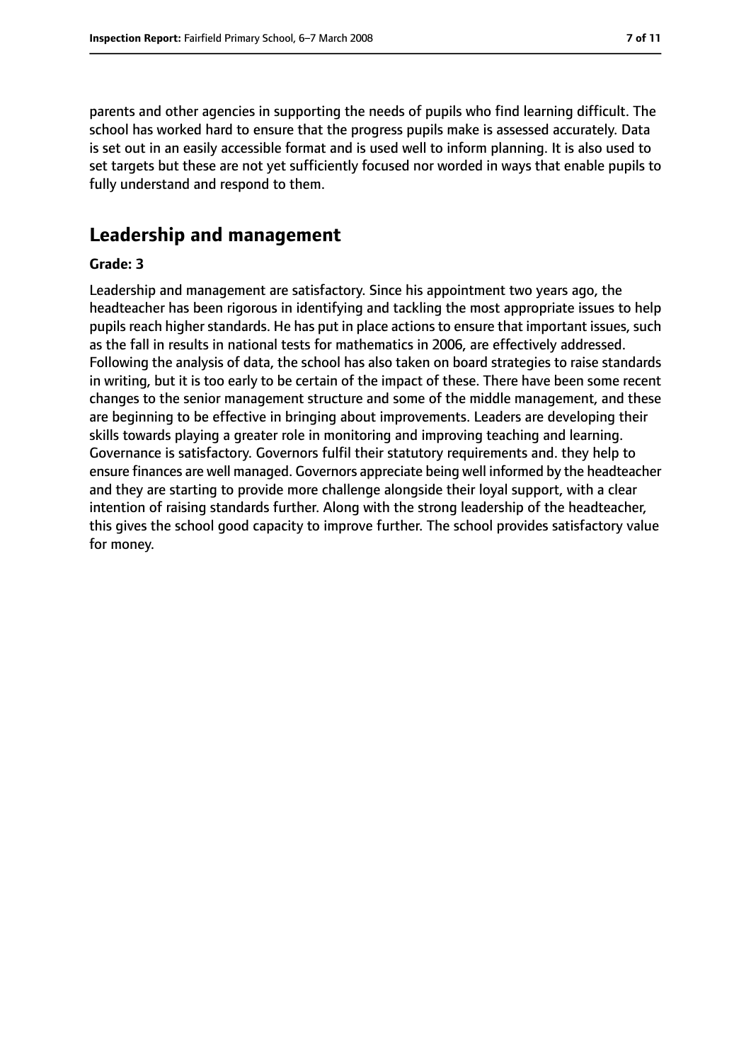parents and other agencies in supporting the needs of pupils who find learning difficult. The school has worked hard to ensure that the progress pupils make is assessed accurately. Data is set out in an easily accessible format and is used well to inform planning. It is also used to set targets but these are not yet sufficiently focused nor worded in ways that enable pupils to fully understand and respond to them.

## Leadership and management

**Grade: 3**

Leadership and management are satisfactory. Since his appointment two years ago, the headteacher has been rigorous in identifying and tackling the most appropriate issues to help pupils reach higher standards. He has put in place actions to ensure that important issues, such as the fall in results in national tests for mathematics in 2006, are effectively addressed. Following the analysis of data, the school has also taken on board strategies to raise standards in writing, but it is too early to be certain of the impact of these. There have been some recent changes to the senior management structure and some of the middle management, and these are beginning to be effective in bringing about improvements. Leaders are developing their skills towards playing a greater role in monitoring and improving teaching and learning. Governance is satisfactory. Governors fulfil their statutory requirements and. they help to ensure finances are well managed. Governors appreciate being well informed by the headteacher and they are starting to provide more challenge alongside their loyal support, with a clear intention of raising standards further. Along with the strong leadership of the headteacher, this gives the school good capacity to improve further. The school provides satisfactory value for money.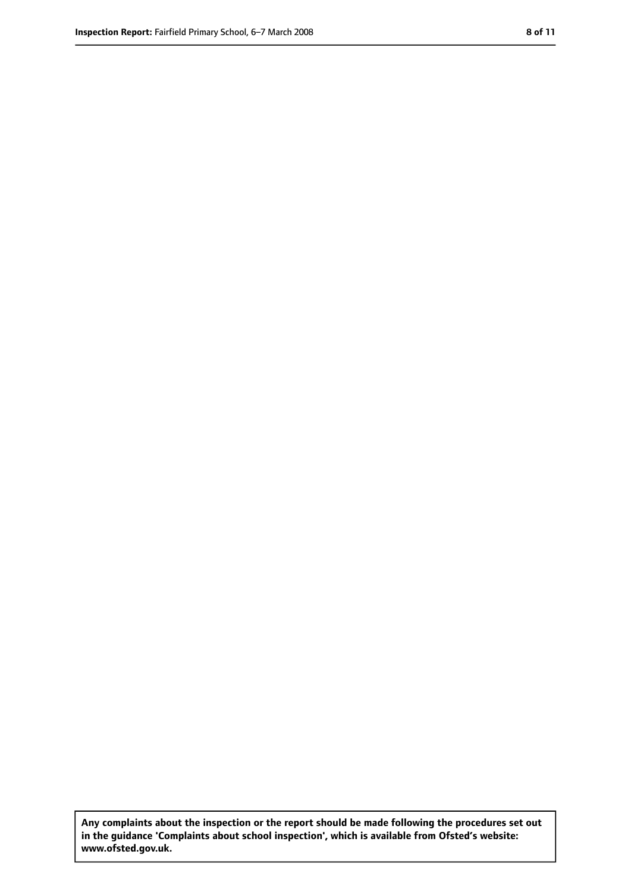**Any complaints about the inspection or the report should be made following the procedures set out in the guidance 'Complaints about school inspection', which is available from Ofsted's website: www.ofsted.gov.uk.**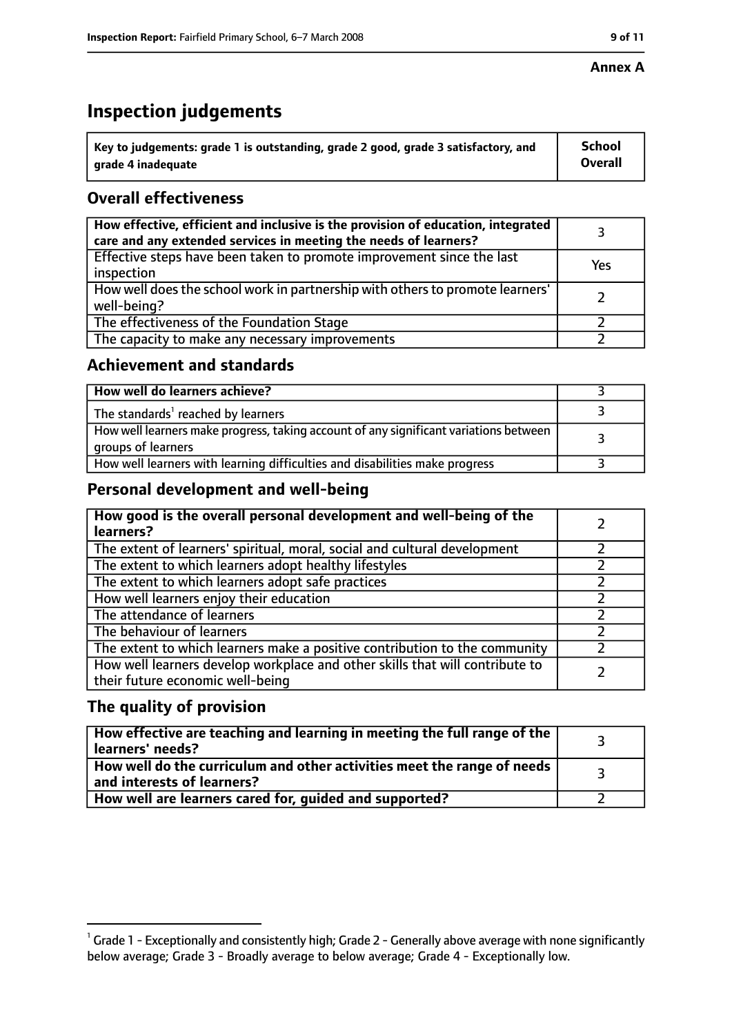**Annex A**

# Inspection judgements

| Key to judgements: grade 1 is outstanding, grade 2 good, grade 3 satisfactory, and grade 4 inadequate | School Overall |
|---|---|

## Overall effectiveness

| | |
|---|---|
| **How effective, efficient and inclusive is the provision of education, integrated care and any extended services in meeting the needs of learners?** | 3 |
| Effective steps have been taken to promote improvement since the last inspection | Yes |
| How well does the school work in partnership with others to promote learners' well-being? | 2 |
| The effectiveness of the Foundation Stage | 2 |
| The capacity to make any necessary improvements | 2 |

## Achievement and standards

| | |
|---|---|
| **How well do learners achieve?** | 3 |
| The standards[1] reached by learners | 3 |
| How well learners make progress, taking account of any significant variations between groups of learners | 3 |
| How well learners with learning difficulties and disabilities make progress | 3 |

## Personal development and well-being

| | |
|---|---|
| **How good is the overall personal development and well-being of the learners?** | 2 |
| The extent of learners' spiritual, moral, social and cultural development | 2 |
| The extent to which learners adopt healthy lifestyles | 2 |
| The extent to which learners adopt safe practices | 2 |
| How well learners enjoy their education | 2 |
| The attendance of learners | 2 |
| The behaviour of learners | 2 |
| The extent to which learners make a positive contribution to the community | 2 |
| How well learners develop workplace and other skills that will contribute to their future economic well-being | 2 |

## The quality of provision

| | |
|---|---|
| **How effective are teaching and learning in meeting the full range of the learners' needs?** | 3 |
| **How well do the curriculum and other activities meet the range of needs and interests of learners?** | 3 |
| **How well are learners cared for, guided and supported?** | 2 |

[1] Grade 1 - Exceptionally and consistently high; Grade 2 - Generally above average with none significantly below average; Grade 3 - Broadly average to below average; Grade 4 - Exceptionally low.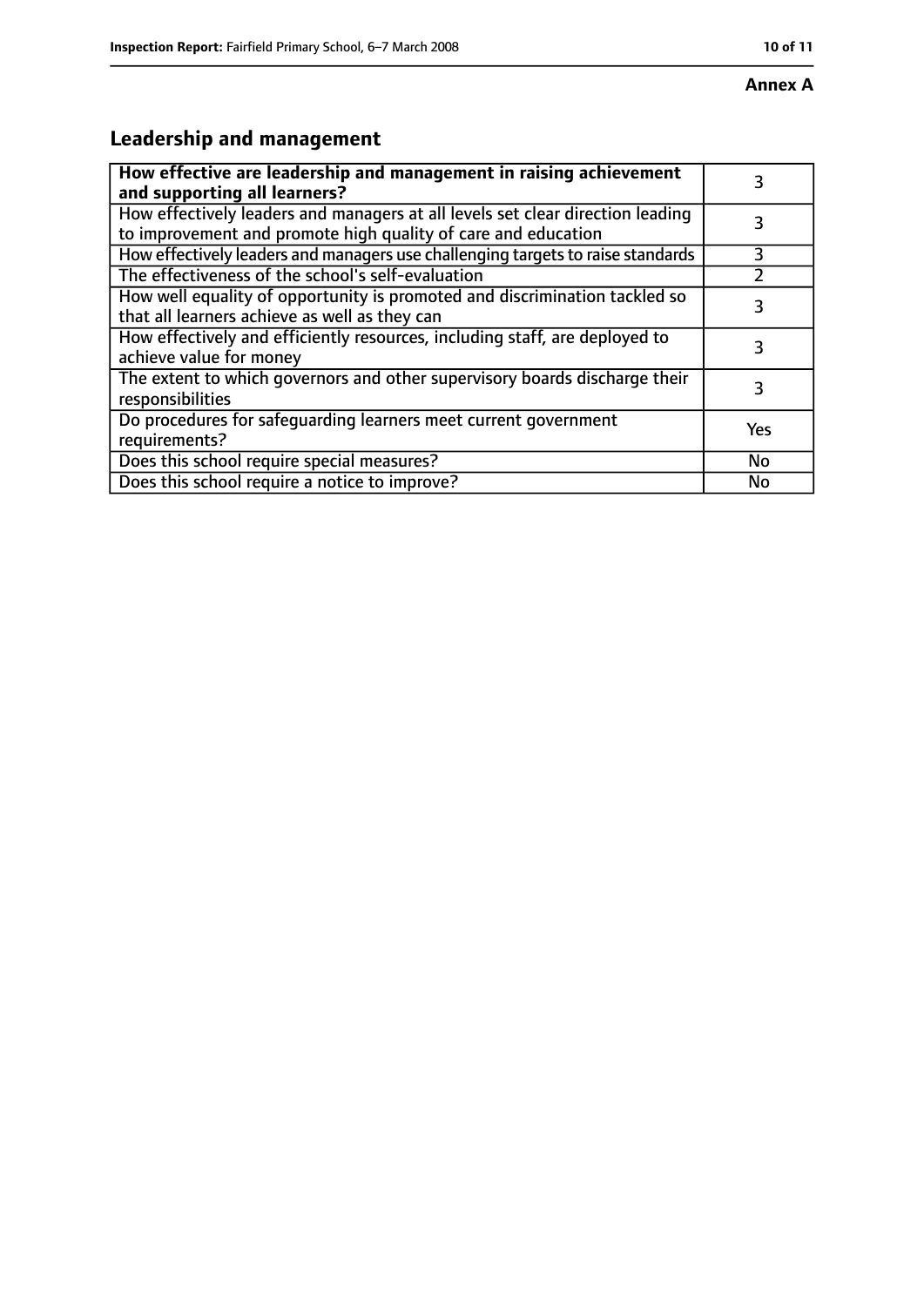**Annex A**

## Leadership and management

| How effective are leadership and management in raising achievement and supporting all learners? | 3 |
|---|---|
| How effectively leaders and managers at all levels set clear direction leading to improvement and promote high quality of care and education | 3 |
| How effectively leaders and managers use challenging targets to raise standards | 3 |
| The effectiveness of the school's self-evaluation | 2 |
| How well equality of opportunity is promoted and discrimination tackled so that all learners achieve as well as they can | 3 |
| How effectively and efficiently resources, including staff, are deployed to achieve value for money | 3 |
| The extent to which governors and other supervisory boards discharge their responsibilities | 3 |
| Do procedures for safeguarding learners meet current government requirements? | Yes |
| Does this school require special measures? | No |
| Does this school require a notice to improve? | No |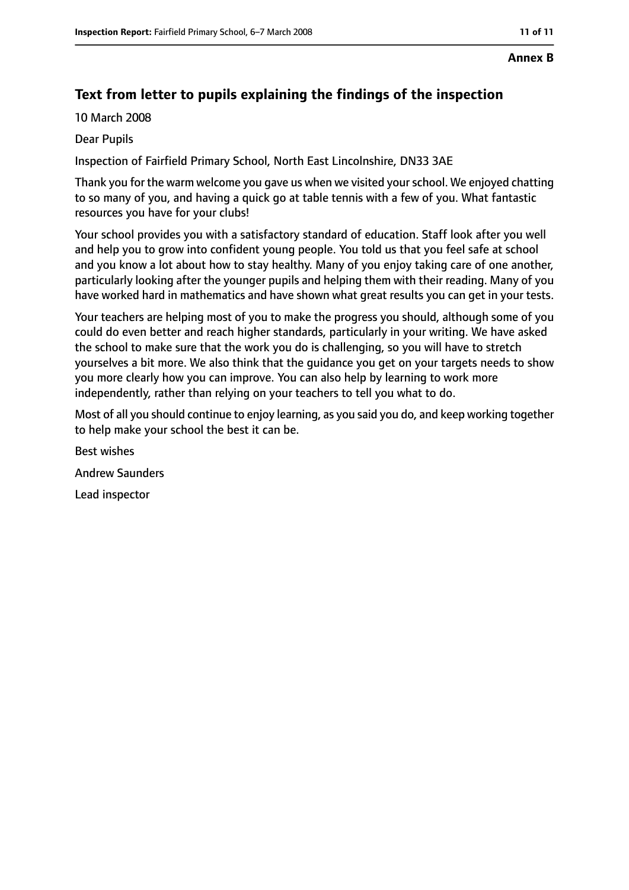**Annex B**

## Text from letter to pupils explaining the findings of the inspection

10 March 2008

Dear Pupils

Inspection of Fairfield Primary School, North East Lincolnshire, DN33 3AE

Thank you for the warm welcome you gave us when we visited your school. We enjoyed chatting to so many of you, and having a quick go at table tennis with a few of you. What fantastic resources you have for your clubs!

Your school provides you with a satisfactory standard of education. Staff look after you well and help you to grow into confident young people. You told us that you feel safe at school and you know a lot about how to stay healthy. Many of you enjoy taking care of one another, particularly looking after the younger pupils and helping them with their reading. Many of you have worked hard in mathematics and have shown what great results you can get in your tests.

Your teachers are helping most of you to make the progress you should, although some of you could do even better and reach higher standards, particularly in your writing. We have asked the school to make sure that the work you do is challenging, so you will have to stretch yourselves a bit more. We also think that the guidance you get on your targets needs to show you more clearly how you can improve. You can also help by learning to work more independently, rather than relying on your teachers to tell you what to do.

Most of all you should continue to enjoy learning, as you said you do, and keep working together to help make your school the best it can be.

Best wishes

Andrew Saunders

Lead inspector